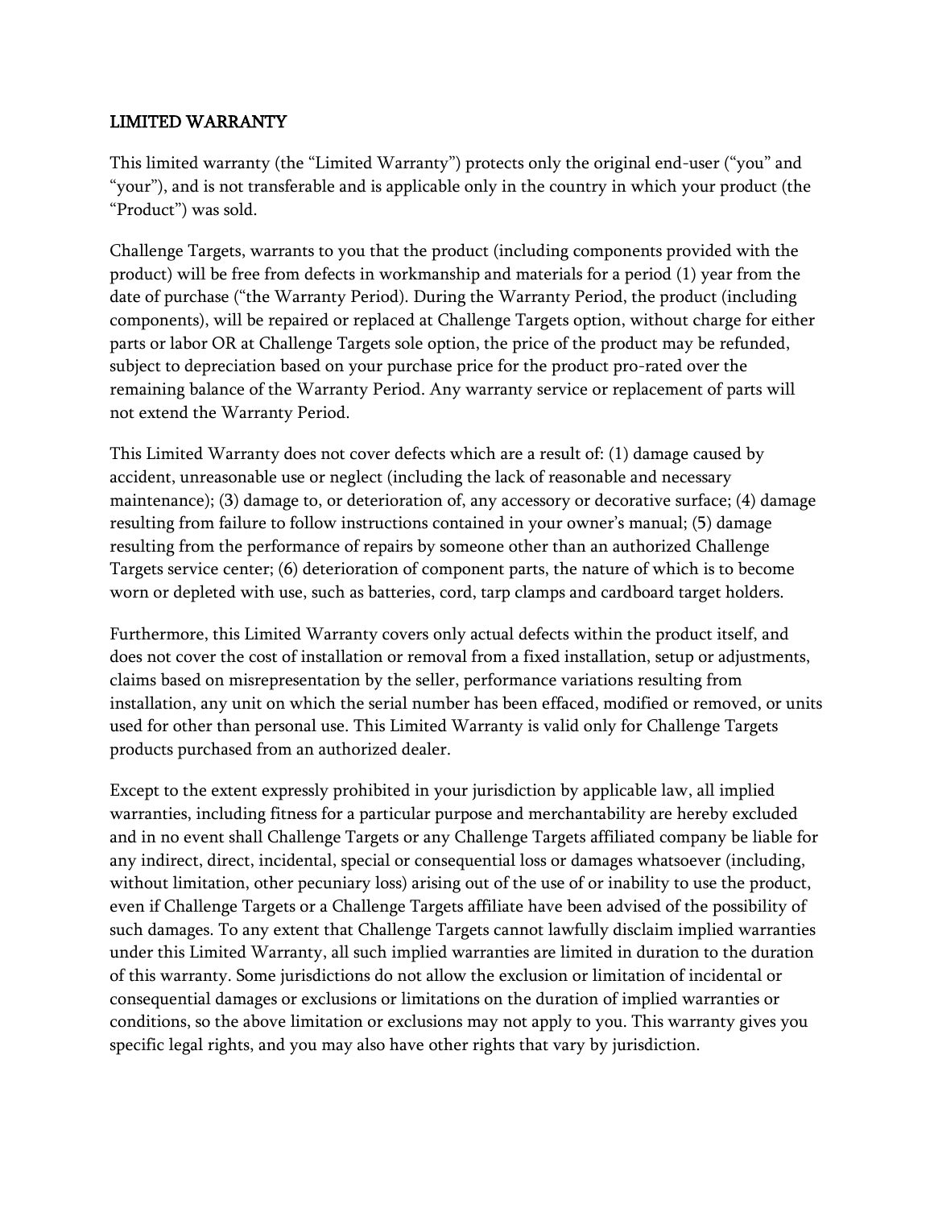## LIMITED WARRANTY

This limited warranty (the "Limited Warranty") protects only the original end-user ("you" and "your"), and is not transferable and is applicable only in the country in which your product (the "Product") was sold.

Challenge Targets, warrants to you that the product (including components provided with the product) will be free from defects in workmanship and materials for a period (1) year from the date of purchase ("the Warranty Period). During the Warranty Period, the product (including components), will be repaired or replaced at Challenge Targets option, without charge for either parts or labor OR at Challenge Targets sole option, the price of the product may be refunded, subject to depreciation based on your purchase price for the product pro-rated over the remaining balance of the Warranty Period. Any warranty service or replacement of parts will not extend the Warranty Period.

This Limited Warranty does not cover defects which are a result of: (1) damage caused by accident, unreasonable use or neglect (including the lack of reasonable and necessary maintenance); (3) damage to, or deterioration of, any accessory or decorative surface; (4) damage resulting from failure to follow instructions contained in your owner's manual; (5) damage resulting from the performance of repairs by someone other than an authorized Challenge Targets service center; (6) deterioration of component parts, the nature of which is to become worn or depleted with use, such as batteries, cord, tarp clamps and cardboard target holders.

Furthermore, this Limited Warranty covers only actual defects within the product itself, and does not cover the cost of installation or removal from a fixed installation, setup or adjustments, claims based on misrepresentation by the seller, performance variations resulting from installation, any unit on which the serial number has been effaced, modified or removed, or units used for other than personal use. This Limited Warranty is valid only for Challenge Targets products purchased from an authorized dealer.

Except to the extent expressly prohibited in your jurisdiction by applicable law, all implied warranties, including fitness for a particular purpose and merchantability are hereby excluded and in no event shall Challenge Targets or any Challenge Targets affiliated company be liable for any indirect, direct, incidental, special or consequential loss or damages whatsoever (including, without limitation, other pecuniary loss) arising out of the use of or inability to use the product, even if Challenge Targets or a Challenge Targets affiliate have been advised of the possibility of such damages. To any extent that Challenge Targets cannot lawfully disclaim implied warranties under this Limited Warranty, all such implied warranties are limited in duration to the duration of this warranty. Some jurisdictions do not allow the exclusion or limitation of incidental or consequential damages or exclusions or limitations on the duration of implied warranties or conditions, so the above limitation or exclusions may not apply to you. This warranty gives you specific legal rights, and you may also have other rights that vary by jurisdiction.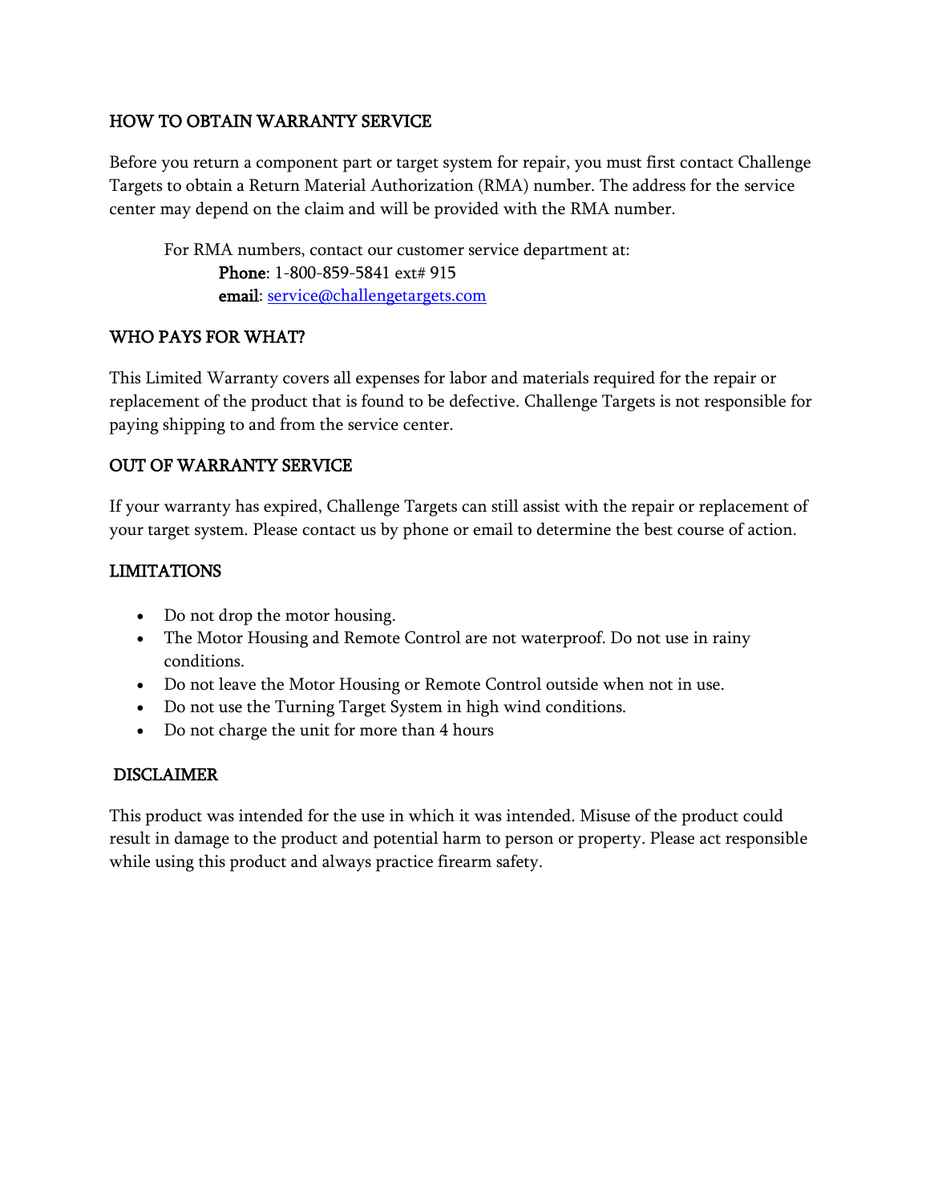## HOW TO OBTAIN WARRANTY SERVICE

Before you return a component part or target system for repair, you must first contact Challenge Targets to obtain a Return Material Authorization (RMA) number. The address for the service center may depend on the claim and will be provided with the RMA number.

For RMA numbers, contact our customer service department at:
**Phone**: 1-800-859-5841 ext# 915
**email**: service@challengetargets.com

## WHO PAYS FOR WHAT?

This Limited Warranty covers all expenses for labor and materials required for the repair or replacement of the product that is found to be defective. Challenge Targets is not responsible for paying shipping to and from the service center.

## OUT OF WARRANTY SERVICE

If your warranty has expired, Challenge Targets can still assist with the repair or replacement of your target system. Please contact us by phone or email to determine the best course of action.

## LIMITATIONS

- Do not drop the motor housing.
- The Motor Housing and Remote Control are not waterproof. Do not use in rainy conditions.
- Do not leave the Motor Housing or Remote Control outside when not in use.
- Do not use the Turning Target System in high wind conditions.
- Do not charge the unit for more than 4 hours

## DISCLAIMER

This product was intended for the use in which it was intended. Misuse of the product could result in damage to the product and potential harm to person or property. Please act responsible while using this product and always practice firearm safety.